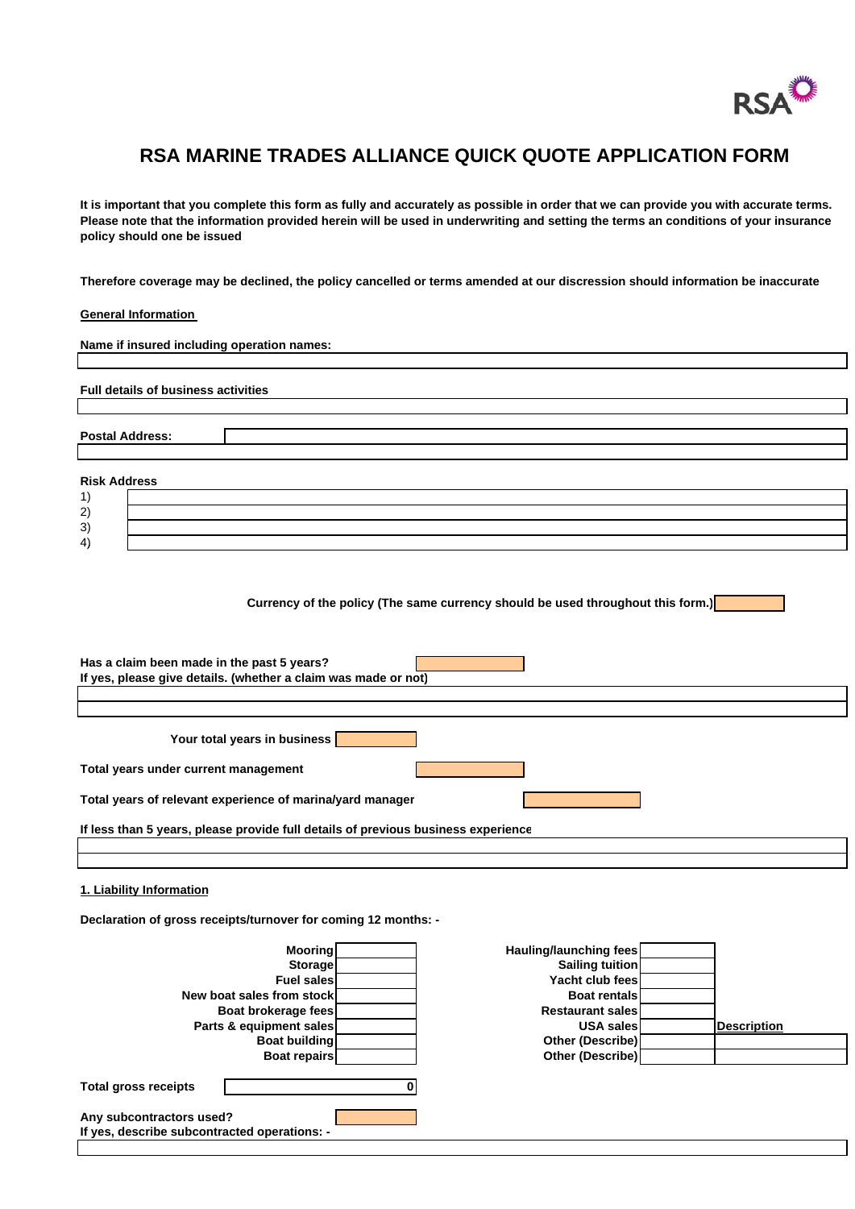RSA

# RSA MARINE TRADES ALLIANCE QUICK QUOTE APPLICATION FORM

**It is important that you complete this form as fully and accurately as possible in order that we can provide you with accurate terms. Please note that the information provided herein will be used in underwriting and setting the terms an conditions of your insurance policy should one be issued**

**Therefore coverage may be declined, the policy cancelled or terms amended at our discression should information be inaccurate**

**General Information**

**Name if insured including operation names:**

**Full details of business activities**

**Postal Address:**

**Risk Address**

1)
2)
3)
4)

**Currency of the policy (The same currency should be used throughout this form.)**

**Has a claim been made in the past 5 years?**
**If yes, please give details. (whether a claim was made or not)**

**Your total years in business**

**Total years under current management**

**Total years of relevant experience of marina/yard manager**

**If less than 5 years, please provide full details of previous business experience**

**1. Liability Information**

**Declaration of gross receipts/turnover for coming 12 months: -**

| | | | | **Description** |
|---|---|---|---|---|
| **Mooring** | | **Hauling/launching fees** | | |
| **Storage** | | **Sailing tuition** | | |
| **Fuel sales** | | **Yacht club fees** | | |
| **New boat sales from stock** | | **Boat rentals** | | |
| **Boat brokerage fees** | | **Restaurant sales** | | |
| **Parts & equipment sales** | | **USA sales** | | |
| **Boat building** | | **Other (Describe)** | | |
| **Boat repairs** | | **Other (Describe)** | | |

**Total gross receipts** 0

**Any subcontractors used?**
**If yes, describe subcontracted operations: -**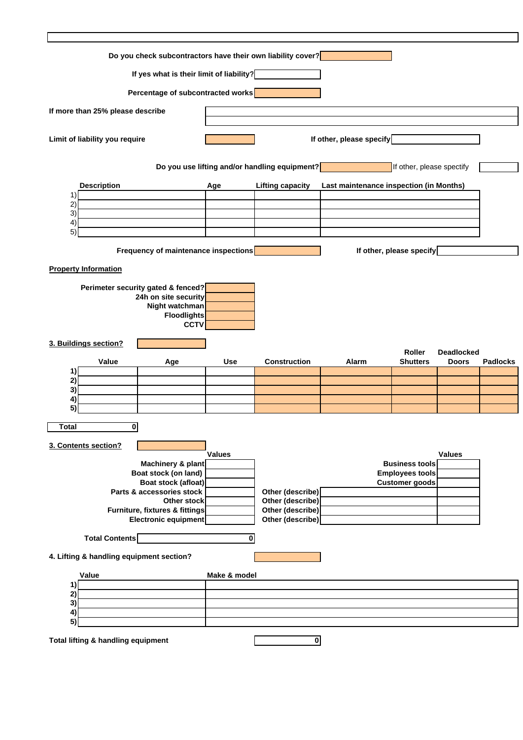Do you check subcontractors have their own liability cover?

If yes what is their limit of liability?

Percentage of subcontracted works

If more than 25% please describe

Limit of liability you require

If other, please specify

Do you use lifting and/or handling equipment?

If other, please spectify

| | Description | Age | Lifting capacity | Last maintenance inspection (in Months) |
|---|---|---|---|---|
| 1) | | | | |
| 2) | | | | |
| 3) | | | | |
| 4) | | | | |
| 5) | | | | |

Frequency of maintenance inspections

If other, please specify

**Property Information**

Perimeter security gated & fenced?

24h on site security

Night watchman

Floodlights

CCTV

**3. Buildings section?**

| | Value | Age | Use | Construction | Alarm | Roller Shutters | Deadlocked Doors | Padlocks |
|---|---|---|---|---|---|---|---|---|
| 1) | | | | | | | | |
| 2) | | | | | | | | |
| 3) | | | | | | | | |
| 4) | | | | | | | | |
| 5) | | | | | | | | |

**Total** 0

**3. Contents section?**

| | Values | | | Values |
|---|---|---|---|---|
| Machinery & plant | | | Business tools | |
| Boat stock (on land) | | | Employees tools | |
| Boat stock (afloat) | | | Customer goods | |
| Parts & accessories stock | | Other (describe) | | |
| Other stock | | Other (describe) | | |
| Furniture, fixtures & fittings | | Other (describe) | | |
| Electronic equipment | | Other (describe) | | |

**Total Contents** 0

**4. Lifting & handling equipment section?**

| | Value | Make & model |
|---|---|---|
| 1) | | |
| 2) | | |
| 3) | | |
| 4) | | |
| 5) | | |

**Total lifting & handling equipment** 0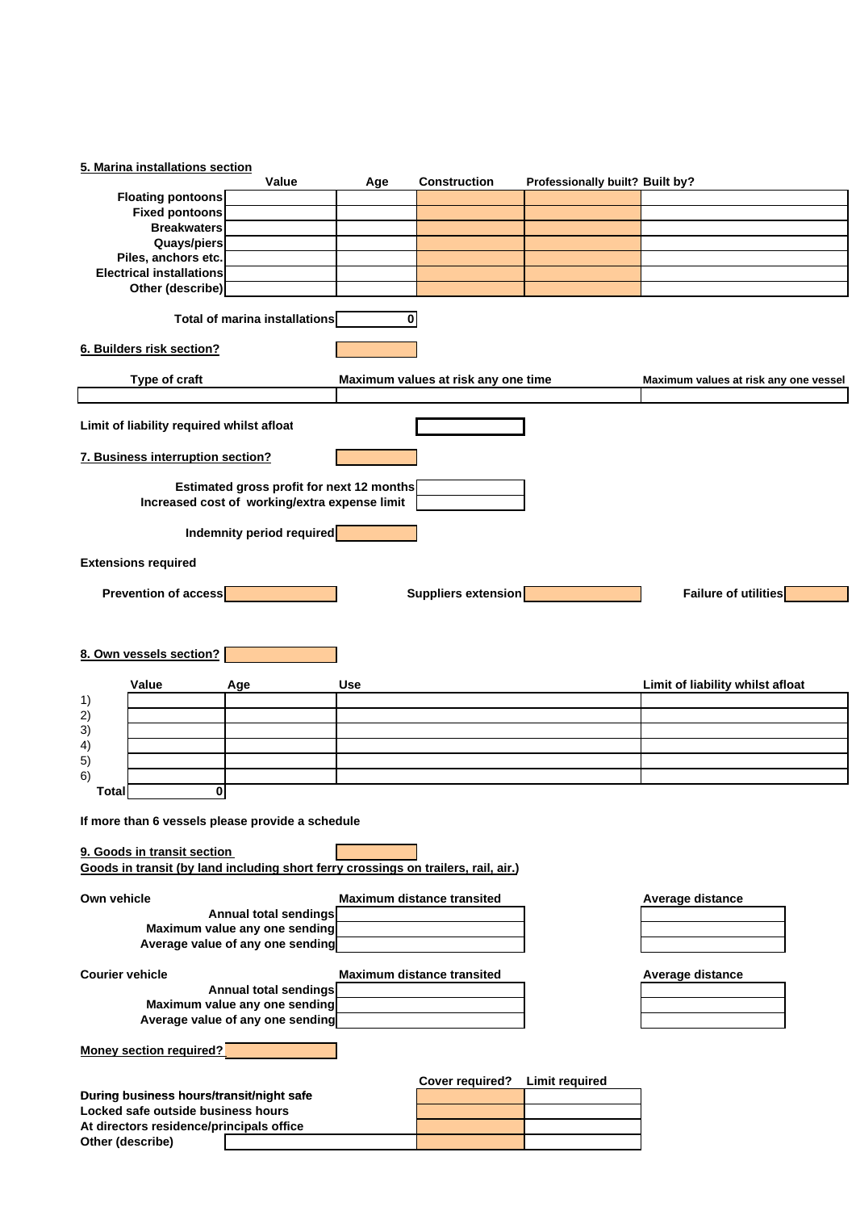## 5. Marina installations section

| | Value | Age | Construction | Professionally built? | Built by? |
|---|---|---|---|---|---|
| Floating pontoons | | | | | |
| Fixed pontoons | | | | | |
| Breakwaters | | | | | |
| Quays/piers | | | | | |
| Piles, anchors etc. | | | | | |
| Electrical installations | | | | | |
| Other (describe) | | | | | |

Total of marina installations: 0

## 6. Builders risk section?

| Type of craft | Maximum values at risk any one time | Maximum values at risk any one vessel |
|---|---|---|
| | | |

Limit of liability required whilst afloat

## 7. Business interruption section?

| | |
|---|---|
| Estimated gross profit for next 12 months | |
| Increased cost of working/extra expense limit | |
| Indemnity period required | |

**Extensions required**

| Prevention of access | | Suppliers extension | | Failure of utilities | |
|---|---|---|---|---|---|

## 8. Own vessels section?

| | Value | Age | Use | Limit of liability whilst afloat |
|---|---|---|---|---|
| 1) | | | | |
| 2) | | | | |
| 3) | | | | |
| 4) | | | | |
| 5) | | | | |
| 6) | | | | |
| Total | 0 | | | |

If more than 6 vessels please provide a schedule

## 9. Goods in transit section

**Goods in transit (by land including short ferry crossings on trailers, rail, air.)**

**Own vehicle**

| | Maximum distance transited | Average distance |
|---|---|---|
| Annual total sendings | | |
| Maximum value any one sending | | |
| Average value of any one sending | | |

**Courier vehicle**

| | Maximum distance transited | Average distance |
|---|---|---|
| Annual total sendings | | |
| Maximum value any one sending | | |
| Average value of any one sending | | |

## Money section required?

| | Cover required? | Limit required |
|---|---|---|
| During business hours/transit/night safe | | |
| Locked safe outside business hours | | |
| At directors residence/principals office | | |
| Other (describe) | | |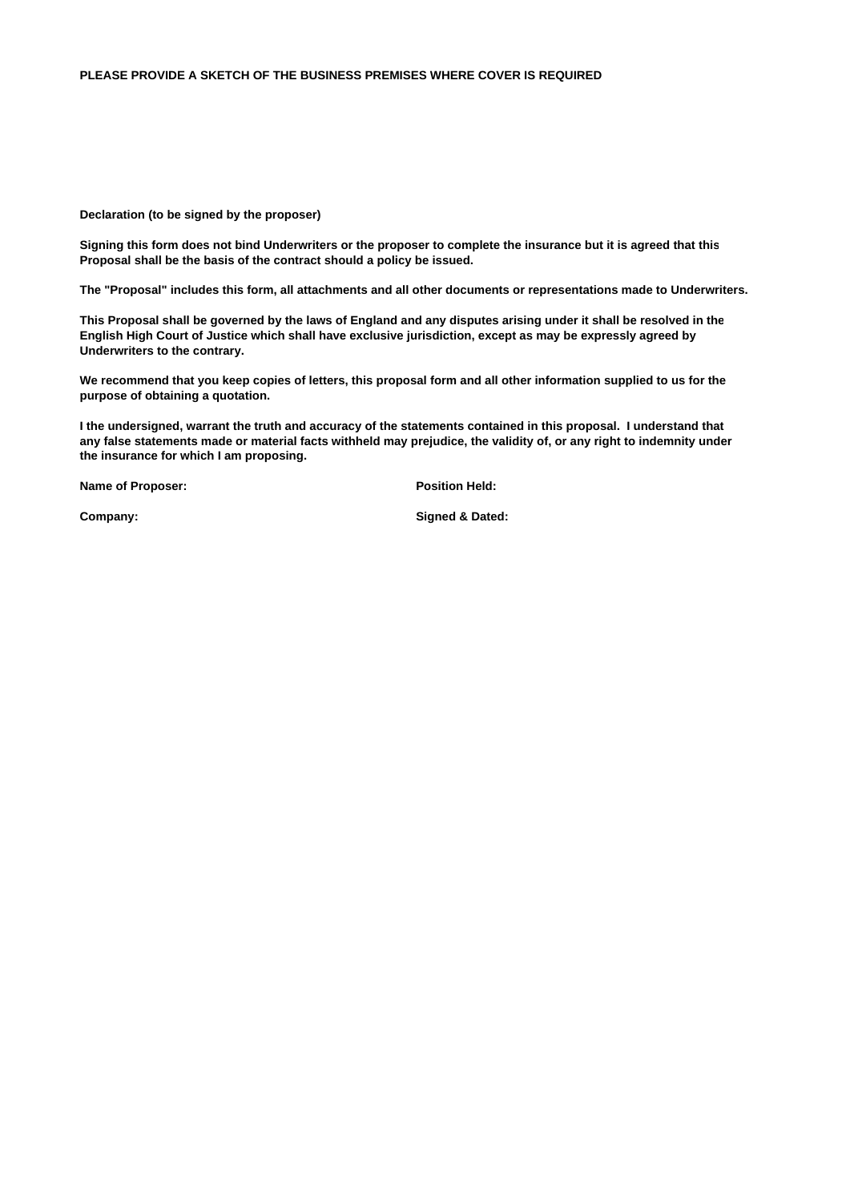**PLEASE PROVIDE A SKETCH OF THE BUSINESS PREMISES WHERE COVER IS REQUIRED**

**Declaration (to be signed by the proposer)**

**Signing this form does not bind Underwriters or the proposer to complete the insurance but it is agreed that this Proposal shall be the basis of the contract should a policy be issued.**

**The "Proposal" includes this form, all attachments and all other documents or representations made to Underwriters.**

**This Proposal shall be governed by the laws of England and any disputes arising under it shall be resolved in the English High Court of Justice which shall have exclusive jurisdiction, except as may be expressly agreed by Underwriters to the contrary.**

**We recommend that you keep copies of letters, this proposal form and all other information supplied to us for the purpose of obtaining a quotation.**

**I the undersigned, warrant the truth and accuracy of the statements contained in this proposal. I understand that any false statements made or material facts withheld may prejudice, the validity of, or any right to indemnity under the insurance for which I am proposing.**

| | |
|---|---|
| **Name of Proposer:** | **Position Held:** |
| **Company:** | **Signed & Dated:** |